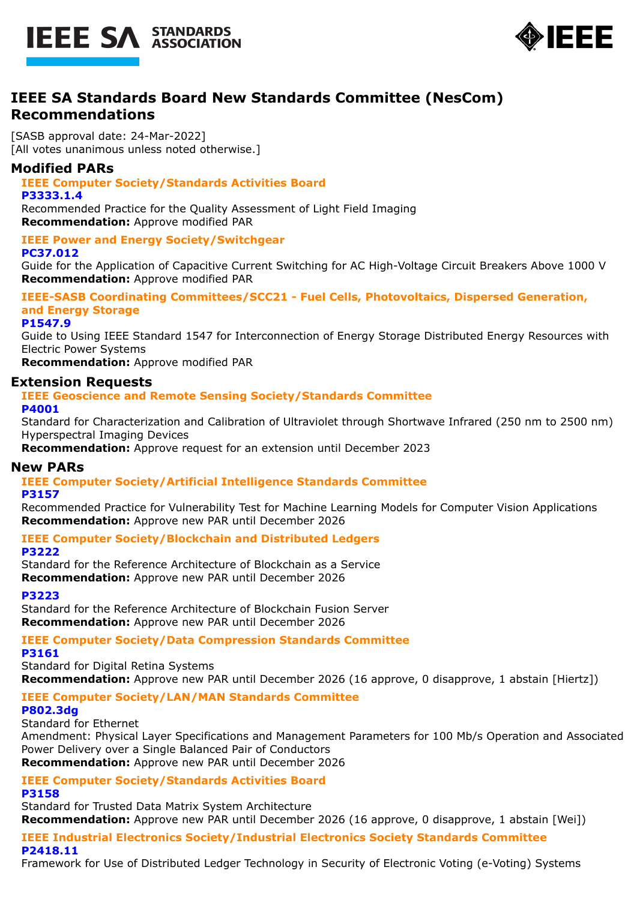# IEEE SA Standards Board New Standards Committee (NesCom) Recommendations

[SASB approval date: 24-Mar-2022]
[All votes unanimous unless noted otherwise.]

## Modified PARs

### IEEE Computer Society/Standards Activities Board

**P3333.1.4**
Recommended Practice for the Quality Assessment of Light Field Imaging
**Recommendation:** Approve modified PAR

### IEEE Power and Energy Society/Switchgear

**PC37.012**
Guide for the Application of Capacitive Current Switching for AC High-Voltage Circuit Breakers Above 1000 V
**Recommendation:** Approve modified PAR

### IEEE-SASB Coordinating Committees/SCC21 - Fuel Cells, Photovoltaics, Dispersed Generation, and Energy Storage

**P1547.9**
Guide to Using IEEE Standard 1547 for Interconnection of Energy Storage Distributed Energy Resources with Electric Power Systems
**Recommendation:** Approve modified PAR

## Extension Requests

### IEEE Geoscience and Remote Sensing Society/Standards Committee

**P4001**
Standard for Characterization and Calibration of Ultraviolet through Shortwave Infrared (250 nm to 2500 nm) Hyperspectral Imaging Devices
**Recommendation:** Approve request for an extension until December 2023

## New PARs

### IEEE Computer Society/Artificial Intelligence Standards Committee

**P3157**
Recommended Practice for Vulnerability Test for Machine Learning Models for Computer Vision Applications
**Recommendation:** Approve new PAR until December 2026

### IEEE Computer Society/Blockchain and Distributed Ledgers

**P3222**
Standard for the Reference Architecture of Blockchain as a Service
**Recommendation:** Approve new PAR until December 2026

**P3223**
Standard for the Reference Architecture of Blockchain Fusion Server
**Recommendation:** Approve new PAR until December 2026

### IEEE Computer Society/Data Compression Standards Committee

**P3161**
Standard for Digital Retina Systems
**Recommendation:** Approve new PAR until December 2026 (16 approve, 0 disapprove, 1 abstain [Hiertz])

### IEEE Computer Society/LAN/MAN Standards Committee

**P802.3dg**
Standard for Ethernet
Amendment: Physical Layer Specifications and Management Parameters for 100 Mb/s Operation and Associated Power Delivery over a Single Balanced Pair of Conductors
**Recommendation:** Approve new PAR until December 2026

### IEEE Computer Society/Standards Activities Board

**P3158**
Standard for Trusted Data Matrix System Architecture
**Recommendation:** Approve new PAR until December 2026 (16 approve, 0 disapprove, 1 abstain [Wei])

### IEEE Industrial Electronics Society/Industrial Electronics Society Standards Committee

**P2418.11**
Framework for Use of Distributed Ledger Technology in Security of Electronic Voting (e-Voting) Systems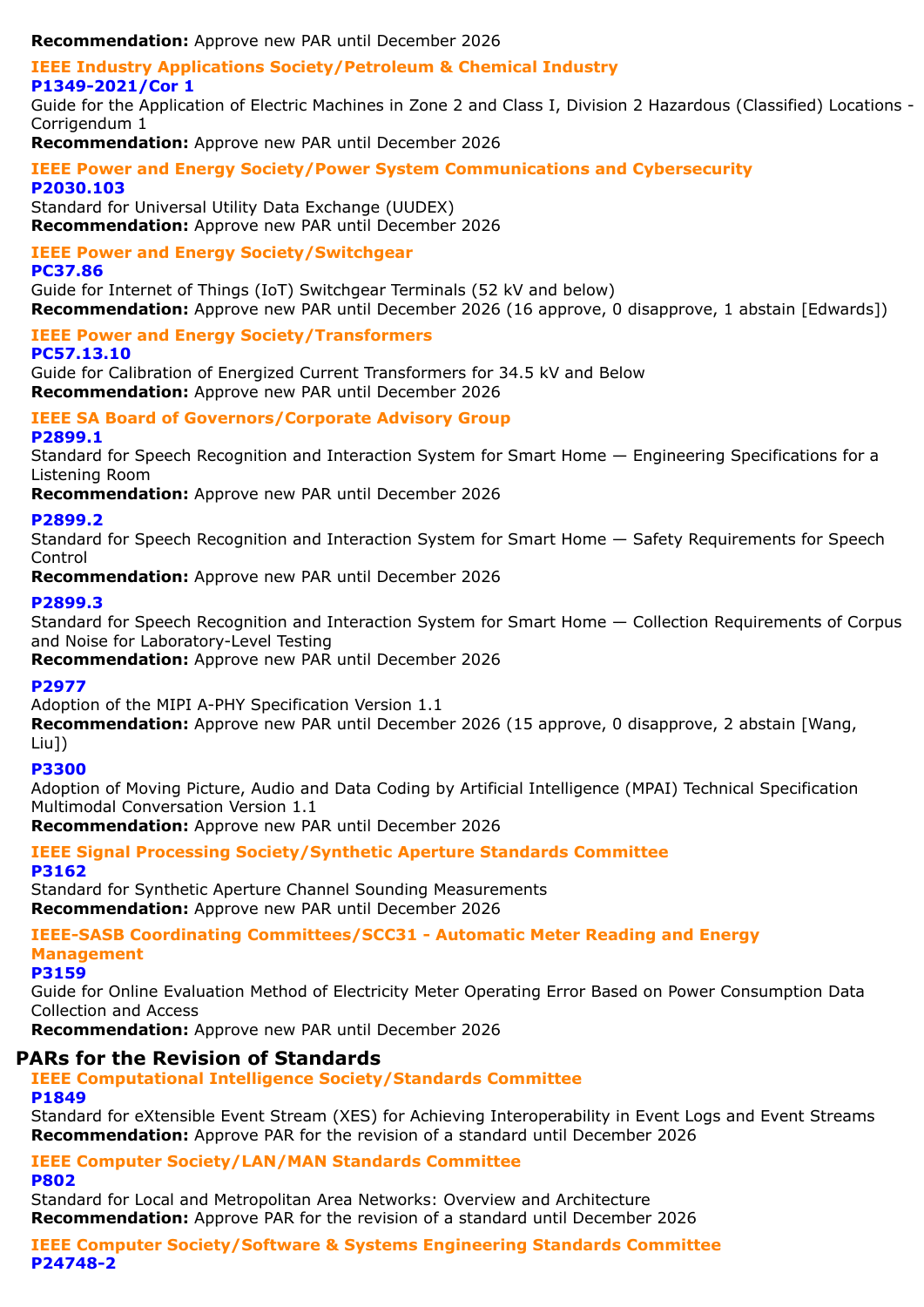**Recommendation:** Approve new PAR until December 2026

### IEEE Industry Applications Society/Petroleum & Chemical Industry

**P1349-2021/Cor 1**

Guide for the Application of Electric Machines in Zone 2 and Class I, Division 2 Hazardous (Classified) Locations - Corrigendum 1

**Recommendation:** Approve new PAR until December 2026

### IEEE Power and Energy Society/Power System Communications and Cybersecurity

**P2030.103**

Standard for Universal Utility Data Exchange (UUDEX)

**Recommendation:** Approve new PAR until December 2026

### IEEE Power and Energy Society/Switchgear

**PC37.86**

Guide for Internet of Things (IoT) Switchgear Terminals (52 kV and below)

**Recommendation:** Approve new PAR until December 2026 (16 approve, 0 disapprove, 1 abstain [Edwards])

### IEEE Power and Energy Society/Transformers

**PC57.13.10**

Guide for Calibration of Energized Current Transformers for 34.5 kV and Below

**Recommendation:** Approve new PAR until December 2026

### IEEE SA Board of Governors/Corporate Advisory Group

**P2899.1**

Standard for Speech Recognition and Interaction System for Smart Home — Engineering Specifications for a Listening Room

**Recommendation:** Approve new PAR until December 2026

**P2899.2**

Standard for Speech Recognition and Interaction System for Smart Home — Safety Requirements for Speech Control

**Recommendation:** Approve new PAR until December 2026

**P2899.3**

Standard for Speech Recognition and Interaction System for Smart Home — Collection Requirements of Corpus and Noise for Laboratory-Level Testing

**Recommendation:** Approve new PAR until December 2026

**P2977**

Adoption of the MIPI A-PHY Specification Version 1.1

**Recommendation:** Approve new PAR until December 2026 (15 approve, 0 disapprove, 2 abstain [Wang, Liu])

**P3300**

Adoption of Moving Picture, Audio and Data Coding by Artificial Intelligence (MPAI) Technical Specification Multimodal Conversation Version 1.1

**Recommendation:** Approve new PAR until December 2026

### IEEE Signal Processing Society/Synthetic Aperture Standards Committee

**P3162**

Standard for Synthetic Aperture Channel Sounding Measurements

**Recommendation:** Approve new PAR until December 2026

### IEEE-SASB Coordinating Committees/SCC31 - Automatic Meter Reading and Energy Management

**P3159**

Guide for Online Evaluation Method of Electricity Meter Operating Error Based on Power Consumption Data Collection and Access

**Recommendation:** Approve new PAR until December 2026

## PARs for the Revision of Standards

### IEEE Computational Intelligence Society/Standards Committee

**P1849**

Standard for eXtensible Event Stream (XES) for Achieving Interoperability in Event Logs and Event Streams

**Recommendation:** Approve PAR for the revision of a standard until December 2026

### IEEE Computer Society/LAN/MAN Standards Committee

**P802**

Standard for Local and Metropolitan Area Networks: Overview and Architecture

**Recommendation:** Approve PAR for the revision of a standard until December 2026

### IEEE Computer Society/Software & Systems Engineering Standards Committee

**P24748-2**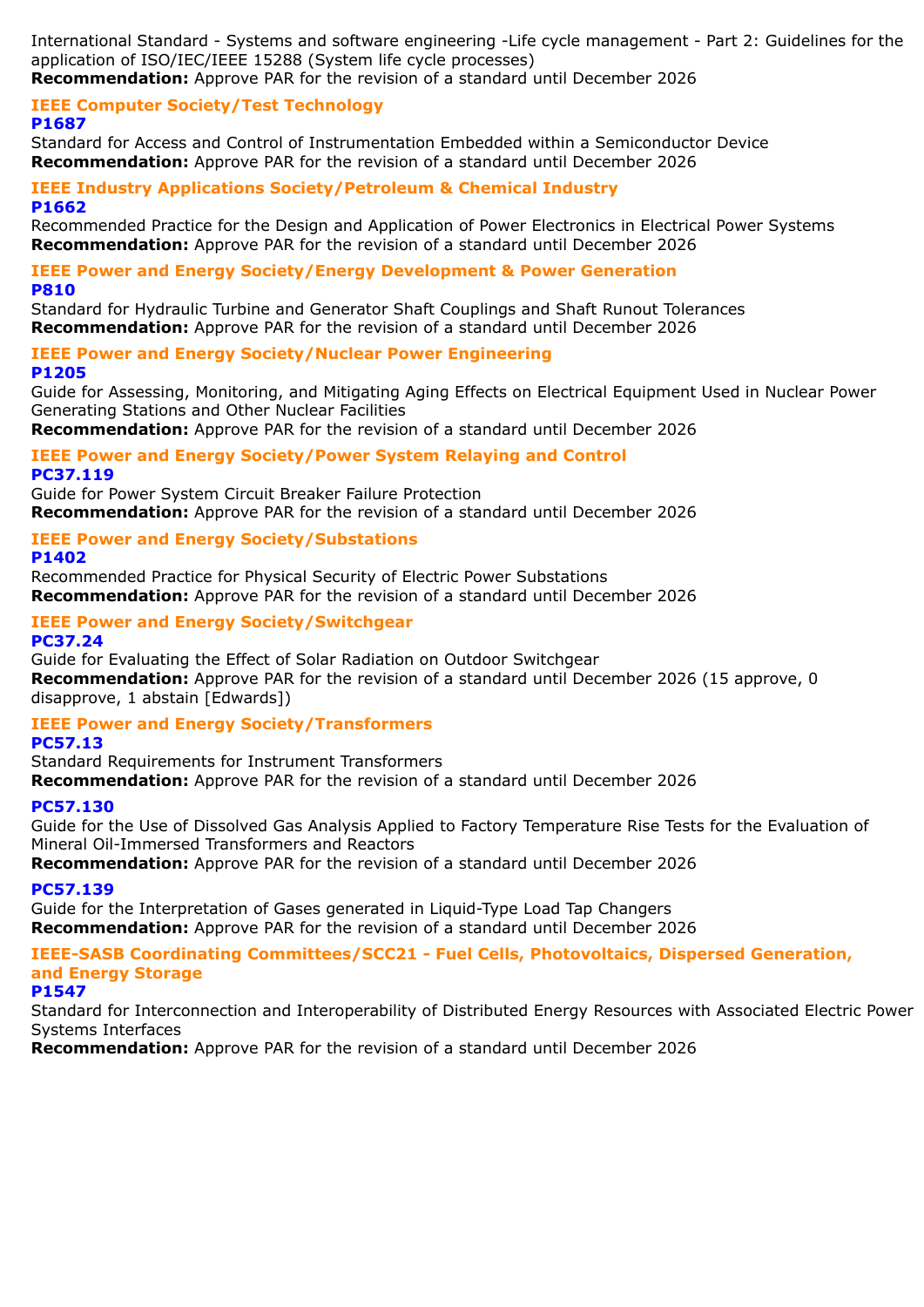International Standard - Systems and software engineering -Life cycle management - Part 2: Guidelines for the application of ISO/IEC/IEEE 15288 (System life cycle processes)
**Recommendation:** Approve PAR for the revision of a standard until December 2026

### IEEE Computer Society/Test Technology

#### P1687

Standard for Access and Control of Instrumentation Embedded within a Semiconductor Device
**Recommendation:** Approve PAR for the revision of a standard until December 2026

### IEEE Industry Applications Society/Petroleum & Chemical Industry

#### P1662

Recommended Practice for the Design and Application of Power Electronics in Electrical Power Systems
**Recommendation:** Approve PAR for the revision of a standard until December 2026

### IEEE Power and Energy Society/Energy Development & Power Generation

#### P810

Standard for Hydraulic Turbine and Generator Shaft Couplings and Shaft Runout Tolerances
**Recommendation:** Approve PAR for the revision of a standard until December 2026

### IEEE Power and Energy Society/Nuclear Power Engineering

#### P1205

Guide for Assessing, Monitoring, and Mitigating Aging Effects on Electrical Equipment Used in Nuclear Power Generating Stations and Other Nuclear Facilities
**Recommendation:** Approve PAR for the revision of a standard until December 2026

### IEEE Power and Energy Society/Power System Relaying and Control

#### PC37.119

Guide for Power System Circuit Breaker Failure Protection
**Recommendation:** Approve PAR for the revision of a standard until December 2026

### IEEE Power and Energy Society/Substations

#### P1402

Recommended Practice for Physical Security of Electric Power Substations
**Recommendation:** Approve PAR for the revision of a standard until December 2026

### IEEE Power and Energy Society/Switchgear

#### PC37.24

Guide for Evaluating the Effect of Solar Radiation on Outdoor Switchgear
**Recommendation:** Approve PAR for the revision of a standard until December 2026 (15 approve, 0 disapprove, 1 abstain [Edwards])

### IEEE Power and Energy Society/Transformers

#### PC57.13

Standard Requirements for Instrument Transformers
**Recommendation:** Approve PAR for the revision of a standard until December 2026

#### PC57.130

Guide for the Use of Dissolved Gas Analysis Applied to Factory Temperature Rise Tests for the Evaluation of Mineral Oil-Immersed Transformers and Reactors
**Recommendation:** Approve PAR for the revision of a standard until December 2026

#### PC57.139

Guide for the Interpretation of Gases generated in Liquid-Type Load Tap Changers
**Recommendation:** Approve PAR for the revision of a standard until December 2026

### IEEE-SASB Coordinating Committees/SCC21 - Fuel Cells, Photovoltaics, Dispersed Generation, and Energy Storage

#### P1547

Standard for Interconnection and Interoperability of Distributed Energy Resources with Associated Electric Power Systems Interfaces
**Recommendation:** Approve PAR for the revision of a standard until December 2026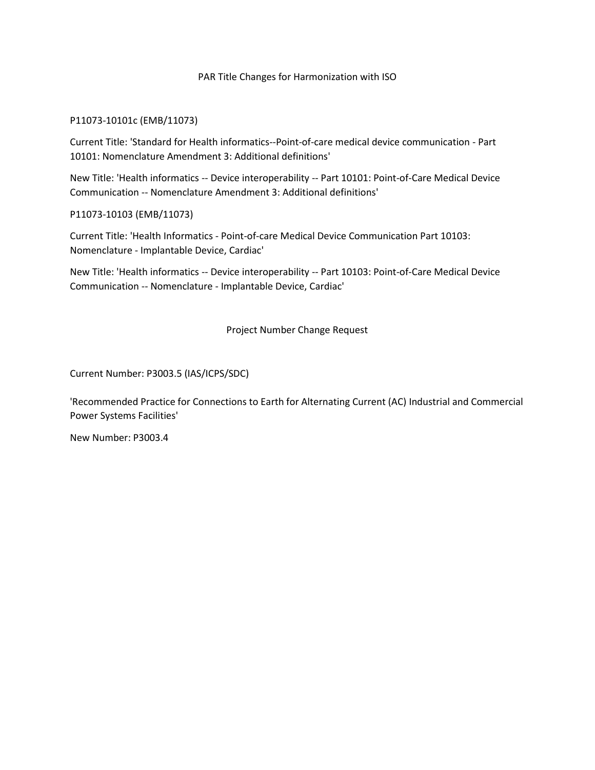## PAR Title Changes for Harmonization with ISO

P11073-10101c (EMB/11073)

Current Title: 'Standard for Health informatics--Point-of-care medical device communication - Part 10101: Nomenclature Amendment 3: Additional definitions'

New Title: 'Health informatics -- Device interoperability -- Part 10101: Point-of-Care Medical Device Communication -- Nomenclature Amendment 3: Additional definitions'

P11073-10103 (EMB/11073)

Current Title: 'Health Informatics - Point-of-care Medical Device Communication Part 10103: Nomenclature - Implantable Device, Cardiac'

New Title: 'Health informatics -- Device interoperability -- Part 10103: Point-of-Care Medical Device Communication -- Nomenclature - Implantable Device, Cardiac'

## Project Number Change Request

Current Number: P3003.5 (IAS/ICPS/SDC)

'Recommended Practice for Connections to Earth for Alternating Current (AC) Industrial and Commercial Power Systems Facilities'

New Number: P3003.4